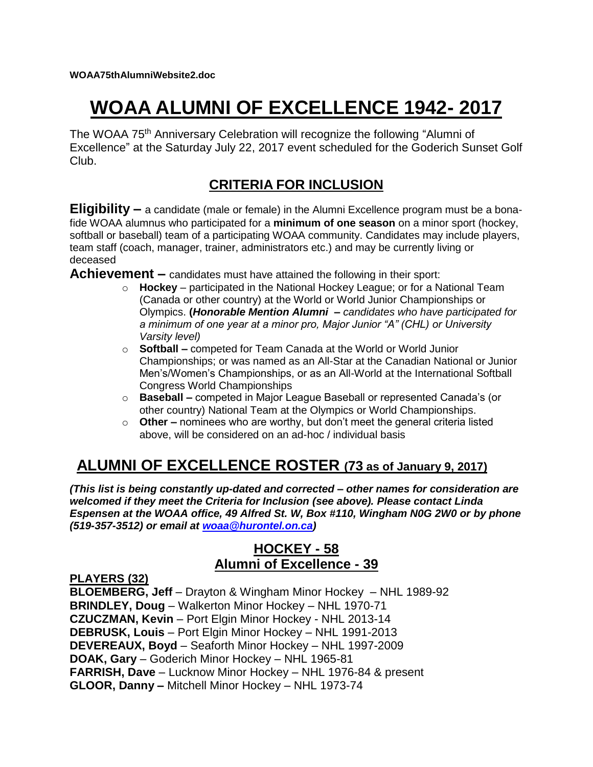**WOAA75thAlumniWebsite2.doc**

# WOAA ALUMNI OF EXCELLENCE 1942- 2017

The WOAA 75th Anniversary Celebration will recognize the following "Alumni of Excellence" at the Saturday July 22, 2017 event scheduled for the Goderich Sunset Golf Club.

## CRITERIA FOR INCLUSION

**Eligibility –** a candidate (male or female) in the Alumni Excellence program must be a bona-fide WOAA alumnus who participated for a **minimum of one season** on a minor sport (hockey, softball or baseball) team of a participating WOAA community. Candidates may include players, team staff (coach, manager, trainer, administrators etc.) and may be currently living or deceased

**Achievement –** candidates must have attained the following in their sport:

- **Hockey** – participated in the National Hockey League; or for a National Team (Canada or other country) at the World or World Junior Championships or Olympics. **(*Honorable Mention Alumni* –** *candidates who have participated for a minimum of one year at a minor pro, Major Junior "A" (CHL) or University Varsity level)*
- **Softball –** competed for Team Canada at the World or World Junior Championships; or was named as an All-Star at the Canadian National or Junior Men's/Women's Championships, or as an All-World at the International Softball Congress World Championships
- **Baseball –** competed in Major League Baseball or represented Canada's (or other country) National Team at the Olympics or World Championships.
- **Other –** nominees who are worthy, but don't meet the general criteria listed above, will be considered on an ad-hoc / individual basis

## ALUMNI OF EXCELLENCE ROSTER (73 as of January 9, 2017)

***(This list is being constantly up-dated and corrected – other names for consideration are welcomed if they meet the Criteria for Inclusion (see above). Please contact Linda Espensen at the WOAA office, 49 Alfred St. W, Box #110, Wingham N0G 2W0 or by phone (519-357-3512) or email at woaa@hurontel.on.ca)***

### HOCKEY - 58
### Alumni of Excellence - 39

**PLAYERS (32)**

**BLOEMBERG, Jeff** – Drayton & Wingham Minor Hockey – NHL 1989-92
**BRINDLEY, Doug** – Walkerton Minor Hockey – NHL 1970-71
**CZUCZMAN, Kevin** – Port Elgin Minor Hockey - NHL 2013-14
**DEBRUSK, Louis** – Port Elgin Minor Hockey – NHL 1991-2013
**DEVEREAUX, Boyd** – Seaforth Minor Hockey – NHL 1997-2009
**DOAK, Gary** – Goderich Minor Hockey – NHL 1965-81
**FARRISH, Dave** – Lucknow Minor Hockey – NHL 1976-84 & present
**GLOOR, Danny –** Mitchell Minor Hockey – NHL 1973-74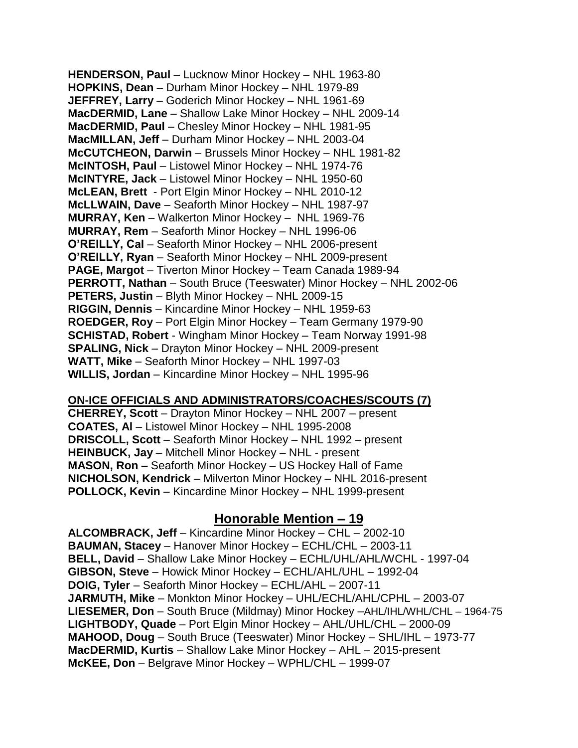**HENDERSON, Paul** – Lucknow Minor Hockey – NHL 1963-80
**HOPKINS, Dean** – Durham Minor Hockey – NHL 1979-89
**JEFFREY, Larry** – Goderich Minor Hockey – NHL 1961-69
**MacDERMID, Lane** – Shallow Lake Minor Hockey – NHL 2009-14
**MacDERMID, Paul** – Chesley Minor Hockey – NHL 1981-95
**MacMILLAN, Jeff** – Durham Minor Hockey – NHL 2003-04
**McCUTCHEON, Darwin** – Brussels Minor Hockey – NHL 1981-82
**McINTOSH, Paul** – Listowel Minor Hockey – NHL 1974-76
**McINTYRE, Jack** – Listowel Minor Hockey – NHL 1950-60
**McLEAN, Brett** - Port Elgin Minor Hockey – NHL 2010-12
**McLLWAIN, Dave** – Seaforth Minor Hockey – NHL 1987-97
**MURRAY, Ken** – Walkerton Minor Hockey – NHL 1969-76
**MURRAY, Rem** – Seaforth Minor Hockey – NHL 1996-06
**O'REILLY, Cal** – Seaforth Minor Hockey – NHL 2006-present
**O'REILLY, Ryan** – Seaforth Minor Hockey – NHL 2009-present
**PAGE, Margot** – Tiverton Minor Hockey – Team Canada 1989-94
**PERROTT, Nathan** – South Bruce (Teeswater) Minor Hockey – NHL 2002-06
**PETERS, Justin** – Blyth Minor Hockey – NHL 2009-15
**RIGGIN, Dennis** – Kincardine Minor Hockey – NHL 1959-63
**ROEDGER, Roy** – Port Elgin Minor Hockey – Team Germany 1979-90
**SCHISTAD, Robert** - Wingham Minor Hockey – Team Norway 1991-98
**SPALING, Nick** – Drayton Minor Hockey – NHL 2009-present
**WATT, Mike** – Seaforth Minor Hockey – NHL 1997-03
**WILLIS, Jordan** – Kincardine Minor Hockey – NHL 1995-96

**ON-ICE OFFICIALS AND ADMINISTRATORS/COACHES/SCOUTS (7)**

**CHERREY, Scott** – Drayton Minor Hockey – NHL 2007 – present
**COATES, Al** – Listowel Minor Hockey – NHL 1995-2008
**DRISCOLL, Scott** – Seaforth Minor Hockey – NHL 1992 – present
**HEINBUCK, Jay** – Mitchell Minor Hockey – NHL - present
**MASON, Ron –** Seaforth Minor Hockey – US Hockey Hall of Fame
**NICHOLSON, Kendrick** – Milverton Minor Hockey – NHL 2016-present
**POLLOCK, Kevin** – Kincardine Minor Hockey – NHL 1999-present

## Honorable Mention – 19

**ALCOMBRACK, Jeff** – Kincardine Minor Hockey – CHL – 2002-10
**BAUMAN, Stacey** – Hanover Minor Hockey – ECHL/CHL – 2003-11
**BELL, David** – Shallow Lake Minor Hockey – ECHL/UHL/AHL/WCHL - 1997-04
**GIBSON, Steve** – Howick Minor Hockey – ECHL/AHL/UHL – 1992-04
**DOIG, Tyler** – Seaforth Minor Hockey – ECHL/AHL – 2007-11
**JARMUTH, Mike** – Monkton Minor Hockey – UHL/ECHL/AHL/CPHL – 2003-07
**LIESEMER, Don** – South Bruce (Mildmay) Minor Hockey –AHL/IHL/WHL/CHL – 1964-75
**LIGHTBODY, Quade** – Port Elgin Minor Hockey – AHL/UHL/CHL – 2000-09
**MAHOOD, Doug** – South Bruce (Teeswater) Minor Hockey – SHL/IHL – 1973-77
**MacDERMID, Kurtis** – Shallow Lake Minor Hockey – AHL – 2015-present
**McKEE, Don** – Belgrave Minor Hockey – WPHL/CHL – 1999-07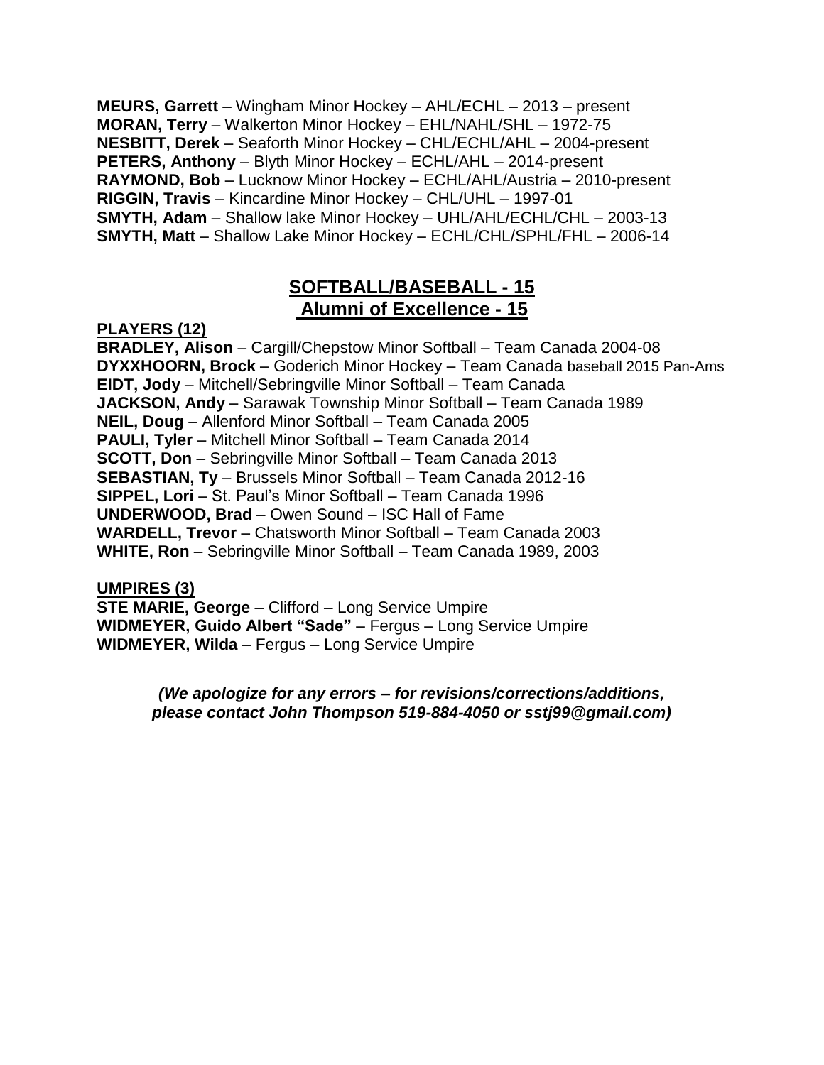**MEURS, Garrett** – Wingham Minor Hockey – AHL/ECHL – 2013 – present
**MORAN, Terry** – Walkerton Minor Hockey – EHL/NAHL/SHL – 1972-75
**NESBITT, Derek** – Seaforth Minor Hockey – CHL/ECHL/AHL – 2004-present
**PETERS, Anthony** – Blyth Minor Hockey – ECHL/AHL – 2014-present
**RAYMOND, Bob** – Lucknow Minor Hockey – ECHL/AHL/Austria – 2010-present
**RIGGIN, Travis** – Kincardine Minor Hockey – CHL/UHL – 1997-01
**SMYTH, Adam** – Shallow lake Minor Hockey – UHL/AHL/ECHL/CHL – 2003-13
**SMYTH, Matt** – Shallow Lake Minor Hockey – ECHL/CHL/SPHL/FHL – 2006-14

## SOFTBALL/BASEBALL - 15
## Alumni of Excellence - 15

**PLAYERS (12)**

**BRADLEY, Alison** – Cargill/Chepstow Minor Softball – Team Canada 2004-08
**DYXXHOORN, Brock** – Goderich Minor Hockey – Team Canada baseball 2015 Pan-Ams
**EIDT, Jody** – Mitchell/Sebringville Minor Softball – Team Canada
**JACKSON, Andy** – Sarawak Township Minor Softball – Team Canada 1989
**NEIL, Doug** – Allenford Minor Softball – Team Canada 2005
**PAULI, Tyler** – Mitchell Minor Softball – Team Canada 2014
**SCOTT, Don** – Sebringville Minor Softball – Team Canada 2013
**SEBASTIAN, Ty** – Brussels Minor Softball – Team Canada 2012-16
**SIPPEL, Lori** – St. Paul's Minor Softball – Team Canada 1996
**UNDERWOOD, Brad** – Owen Sound – ISC Hall of Fame
**WARDELL, Trevor** – Chatsworth Minor Softball – Team Canada 2003
**WHITE, Ron** – Sebringville Minor Softball – Team Canada 1989, 2003

**UMPIRES (3)**

**STE MARIE, George** – Clifford – Long Service Umpire
**WIDMEYER, Guido Albert "Sade"** – Fergus – Long Service Umpire
**WIDMEYER, Wilda** – Fergus – Long Service Umpire

***(We apologize for any errors – for revisions/corrections/additions, please contact John Thompson 519-884-4050 or sstj99@gmail.com)***